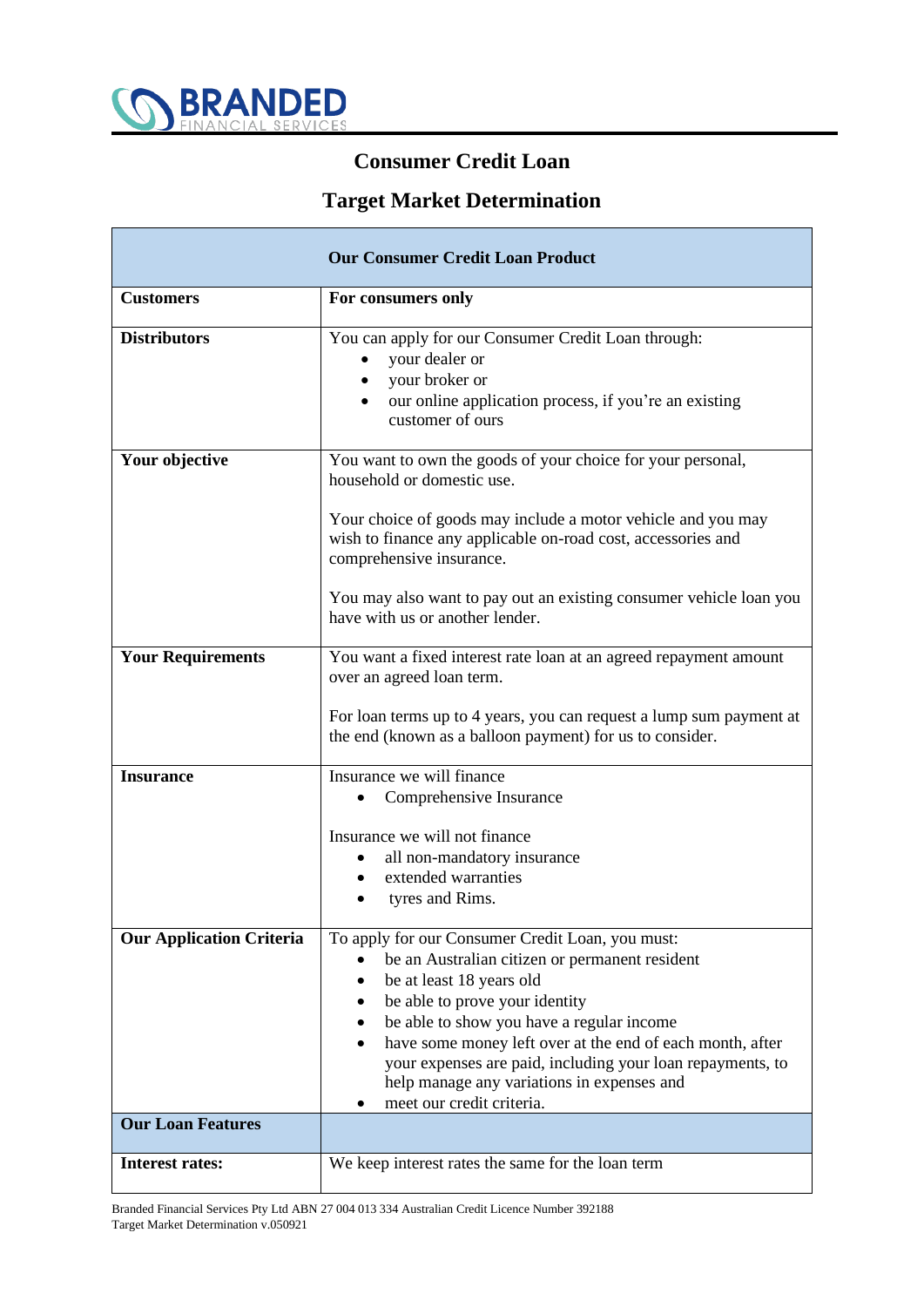# Consumer Credit Loan

## Target Market Determination

| Our Consumer Credit Loan Product | |
|---|---|
| **Customers** | **For consumers only** |
| **Distributors** | You can apply for our Consumer Credit Loan through:<br>• your dealer or<br>• your broker or<br>• our online application process, if you're an existing customer of ours |
| **Your objective** | You want to own the goods of your choice for your personal, household or domestic use.<br><br>Your choice of goods may include a motor vehicle and you may wish to finance any applicable on-road cost, accessories and comprehensive insurance.<br><br>You may also want to pay out an existing consumer vehicle loan you have with us or another lender. |
| **Your Requirements** | You want a fixed interest rate loan at an agreed repayment amount over an agreed loan term.<br><br>For loan terms up to 4 years, you can request a lump sum payment at the end (known as a balloon payment) for us to consider. |
| **Insurance** | Insurance we will finance<br>• Comprehensive Insurance<br><br>Insurance we will not finance<br>• all non-mandatory insurance<br>• extended warranties<br>• tyres and Rims. |
| **Our Application Criteria** | To apply for our Consumer Credit Loan, you must:<br>• be an Australian citizen or permanent resident<br>• be at least 18 years old<br>• be able to prove your identity<br>• be able to show you have a regular income<br>• have some money left over at the end of each month, after your expenses are paid, including your loan repayments, to help manage any variations in expenses and<br>• meet our credit criteria. |
| **Our Loan Features** | |
| **Interest rates:** | We keep interest rates the same for the loan term |

Branded Financial Services Pty Ltd ABN 27 004 013 334 Australian Credit Licence Number 392188
Target Market Determination v.050921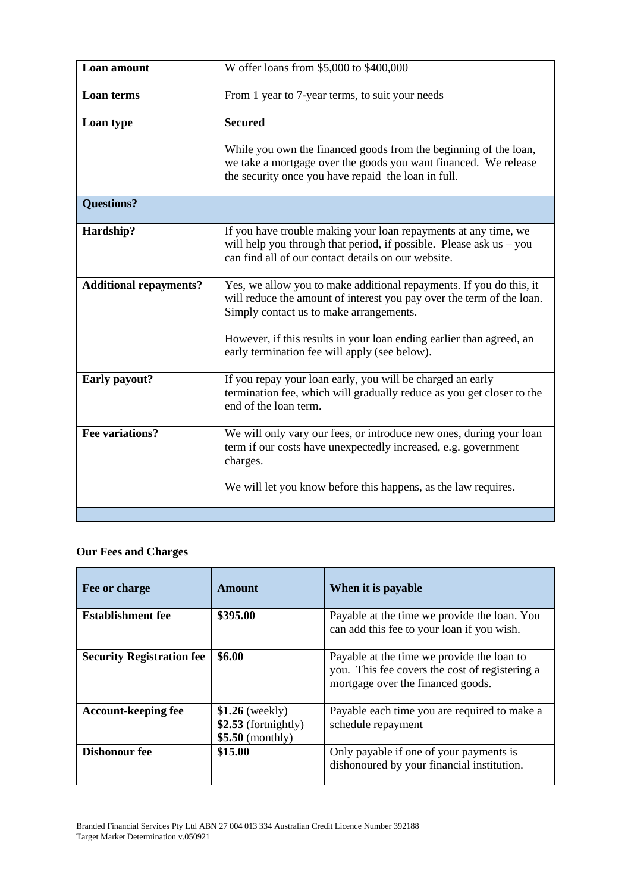| | |
|---|---|
| **Loan amount** | W offer loans from $5,000 to $400,000 |
| **Loan terms** | From 1 year to 7-year terms, to suit your needs |
| **Loan type** | **Secured**<br><br>While you own the financed goods from the beginning of the loan, we take a mortgage over the goods you want financed. We release the security once you have repaid the loan in full. |
| **Questions?** | |
| **Hardship?** | If you have trouble making your loan repayments at any time, we will help you through that period, if possible. Please ask us – you can find all of our contact details on our website. |
| **Additional repayments?** | Yes, we allow you to make additional repayments. If you do this, it will reduce the amount of interest you pay over the term of the loan. Simply contact us to make arrangements.<br><br>However, if this results in your loan ending earlier than agreed, an early termination fee will apply (see below). |
| **Early payout?** | If you repay your loan early, you will be charged an early termination fee, which will gradually reduce as you get closer to the end of the loan term. |
| **Fee variations?** | We will only vary our fees, or introduce new ones, during your loan term if our costs have unexpectedly increased, e.g. government charges.<br><br>We will let you know before this happens, as the law requires. |
| | |

**Our Fees and Charges**

| Fee or charge | Amount | When it is payable |
|---|---|---|
| **Establishment fee** | **$395.00** | Payable at the time we provide the loan. You can add this fee to your loan if you wish. |
| **Security Registration fee** | **$6.00** | Payable at the time we provide the loan to you. This fee covers the cost of registering a mortgage over the financed goods. |
| **Account-keeping fee** | **$1.26** (weekly)<br>**$2.53** (fortnightly)<br>**$5.50** (monthly) | Payable each time you are required to make a schedule repayment |
| **Dishonour fee** | **$15.00** | Only payable if one of your payments is dishonoured by your financial institution. |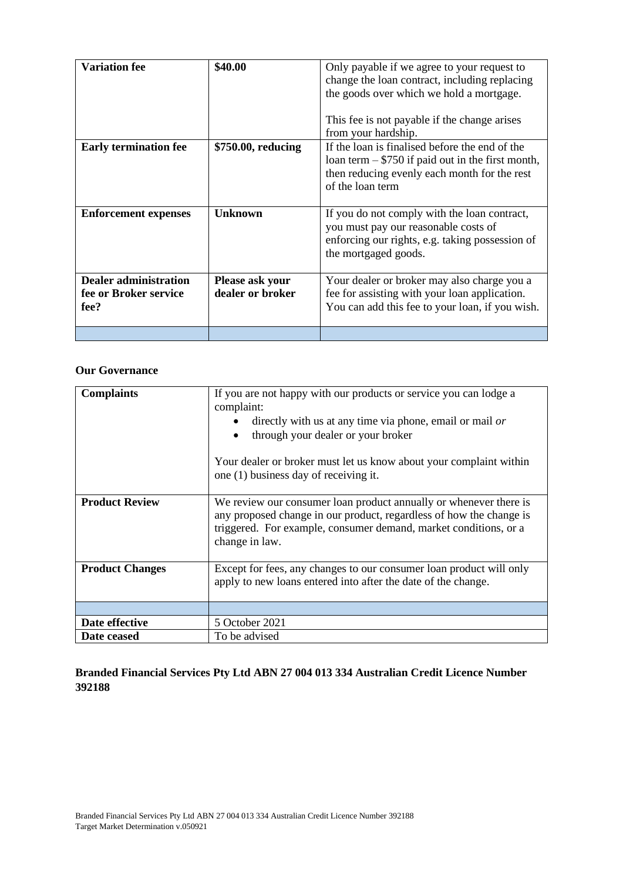| | | |
|---|---|---|
| **Variation fee** | **$40.00** | Only payable if we agree to your request to change the loan contract, including replacing the goods over which we hold a mortgage.<br><br>This fee is not payable if the change arises from your hardship. |
| **Early termination fee** | **$750.00, reducing** | If the loan is finalised before the end of the loan term – $750 if paid out in the first month, then reducing evenly each month for the rest of the loan term |
| **Enforcement expenses** | **Unknown** | If you do not comply with the loan contract, you must pay our reasonable costs of enforcing our rights, e.g. taking possession of the mortgaged goods. |
| **Dealer administration fee or Broker service fee?** | **Please ask your dealer or broker** | Your dealer or broker may also charge you a fee for assisting with your loan application. You can add this fee to your loan, if you wish. |
| | | |

**Our Governance**

| | |
|---|---|
| **Complaints** | If you are not happy with our products or service you can lodge a complaint:<br>• directly with us at any time via phone, email or mail *or*<br>• through your dealer or your broker<br><br>Your dealer or broker must let us know about your complaint within one (1) business day of receiving it. |
| **Product Review** | We review our consumer loan product annually or whenever there is any proposed change in our product, regardless of how the change is triggered. For example, consumer demand, market conditions, or a change in law. |
| **Product Changes** | Except for fees, any changes to our consumer loan product will only apply to new loans entered into after the date of the change. |
| | |
| **Date effective** | 5 October 2021 |
| **Date ceased** | To be advised |

**Branded Financial Services Pty Ltd ABN 27 004 013 334 Australian Credit Licence Number 392188**